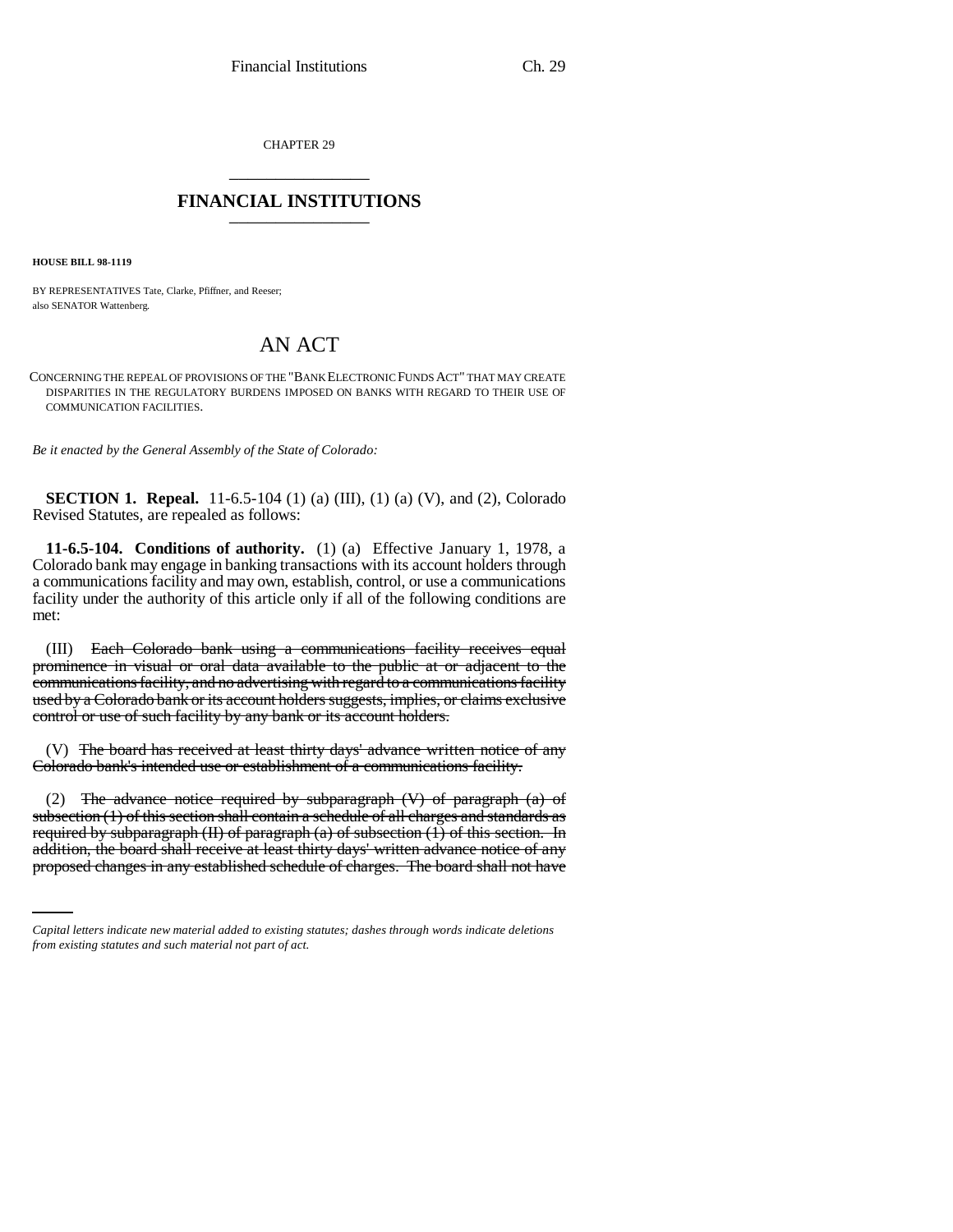CHAPTER 29

# FINANCIAL INSTITUTIONS

**HOUSE BILL 98-1119**

BY REPRESENTATIVES Tate, Clarke, Pfiffner, and Reeser;
also SENATOR Wattenberg.

## AN ACT

CONCERNING THE REPEAL OF PROVISIONS OF THE "BANK ELECTRONIC FUNDS ACT" THAT MAY CREATE DISPARITIES IN THE REGULATORY BURDENS IMPOSED ON BANKS WITH REGARD TO THEIR USE OF COMMUNICATION FACILITIES.

*Be it enacted by the General Assembly of the State of Colorado:*

**SECTION 1. Repeal.** 11-6.5-104 (1) (a) (III), (1) (a) (V), and (2), Colorado Revised Statutes, are repealed as follows:

**11-6.5-104. Conditions of authority.** (1) (a) Effective January 1, 1978, a Colorado bank may engage in banking transactions with its account holders through a communications facility and may own, establish, control, or use a communications facility under the authority of this article only if all of the following conditions are met:

(III) ~~Each Colorado bank using a communications facility receives equal prominence in visual or oral data available to the public at or adjacent to the communications facility, and no advertising with regard to a communications facility used by a Colorado bank or its account holders suggests, implies, or claims exclusive control or use of such facility by any bank or its account holders.~~

(V) ~~The board has received at least thirty days' advance written notice of any Colorado bank's intended use or establishment of a communications facility.~~

(2) ~~The advance notice required by subparagraph (V) of paragraph (a) of subsection (1) of this section shall contain a schedule of all charges and standards as required by subparagraph (II) of paragraph (a) of subsection (1) of this section. In addition, the board shall receive at least thirty days' written advance notice of any proposed changes in any established schedule of charges. The board shall not have~~

*Capital letters indicate new material added to existing statutes; dashes through words indicate deletions from existing statutes and such material not part of act.*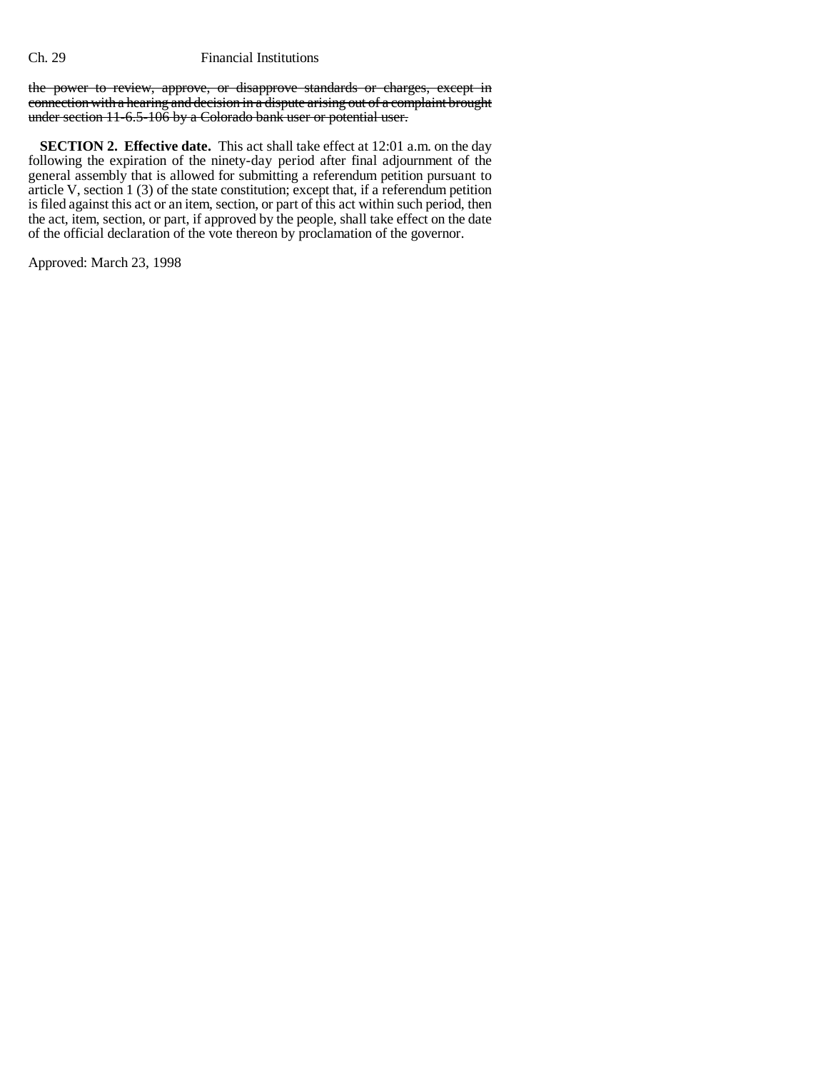~~the power to review, approve, or disapprove standards or charges, except in connection with a hearing and decision in a dispute arising out of a complaint brought under section 11-6.5-106 by a Colorado bank user or potential user.~~

**SECTION 2. Effective date.** This act shall take effect at 12:01 a.m. on the day following the expiration of the ninety-day period after final adjournment of the general assembly that is allowed for submitting a referendum petition pursuant to article V, section 1 (3) of the state constitution; except that, if a referendum petition is filed against this act or an item, section, or part of this act within such period, then the act, item, section, or part, if approved by the people, shall take effect on the date of the official declaration of the vote thereon by proclamation of the governor.

Approved: March 23, 1998